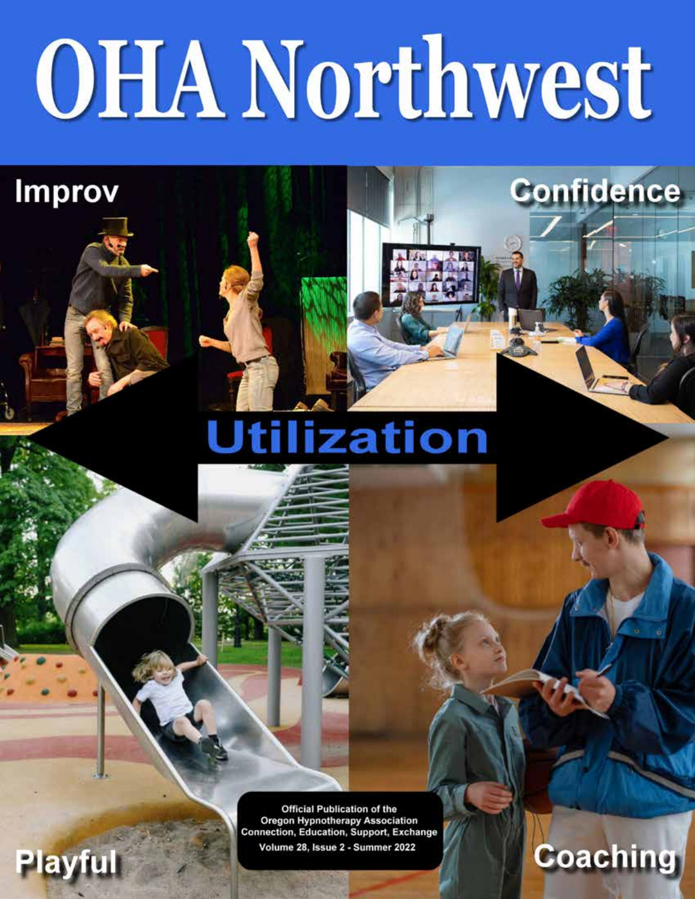# OHA Northwest

Improv

Confidence

## Utilization

Playful

Coaching

Official Publication of the
Oregon Hypnotherapy Association
Connection, Education, Support, Exchange
Volume 28, Issue 2 - Summer 2022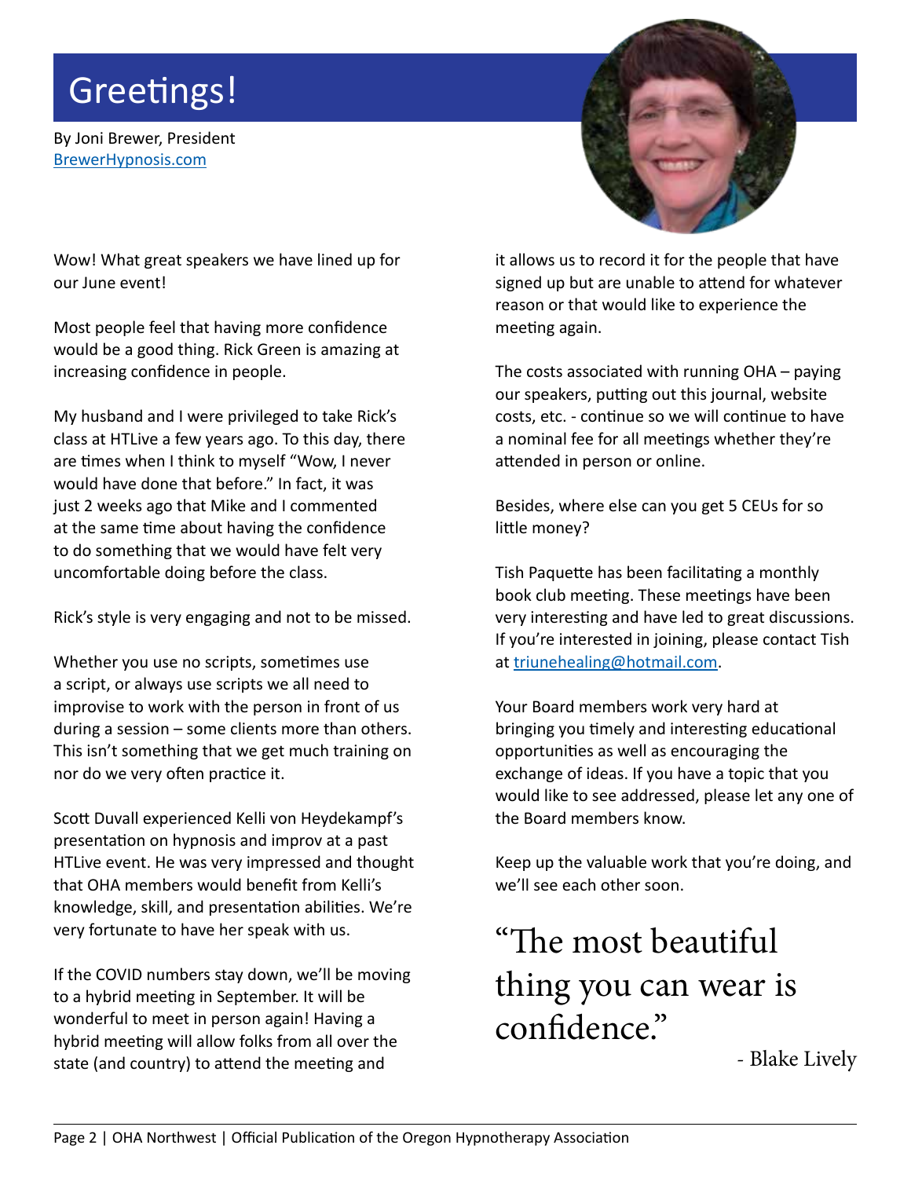# Greetings!

By Joni Brewer, President
BrewerHypnosis.com

Wow! What great speakers we have lined up for our June event!

Most people feel that having more confidence would be a good thing. Rick Green is amazing at increasing confidence in people.

My husband and I were privileged to take Rick's class at HTLive a few years ago. To this day, there are times when I think to myself "Wow, I never would have done that before." In fact, it was just 2 weeks ago that Mike and I commented at the same time about having the confidence to do something that we would have felt very uncomfortable doing before the class.

Rick's style is very engaging and not to be missed.

Whether you use no scripts, sometimes use a script, or always use scripts we all need to improvise to work with the person in front of us during a session – some clients more than others. This isn't something that we get much training on nor do we very often practice it.

Scott Duvall experienced Kelli von Heydekampf's presentation on hypnosis and improv at a past HTLive event. He was very impressed and thought that OHA members would benefit from Kelli's knowledge, skill, and presentation abilities. We're very fortunate to have her speak with us.

If the COVID numbers stay down, we'll be moving to a hybrid meeting in September. It will be wonderful to meet in person again! Having a hybrid meeting will allow folks from all over the state (and country) to attend the meeting and it allows us to record it for the people that have signed up but are unable to attend for whatever reason or that would like to experience the meeting again.

The costs associated with running OHA – paying our speakers, putting out this journal, website costs, etc. - continue so we will continue to have a nominal fee for all meetings whether they're attended in person or online.

Besides, where else can you get 5 CEUs for so little money?

Tish Paquette has been facilitating a monthly book club meeting. These meetings have been very interesting and have led to great discussions. If you're interested in joining, please contact Tish at triunehealing@hotmail.com.

Your Board members work very hard at bringing you timely and interesting educational opportunities as well as encouraging the exchange of ideas. If you have a topic that you would like to see addressed, please let any one of the Board members know.

Keep up the valuable work that you're doing, and we'll see each other soon.

> "The most beautiful thing you can wear is confidence."
>
> - Blake Lively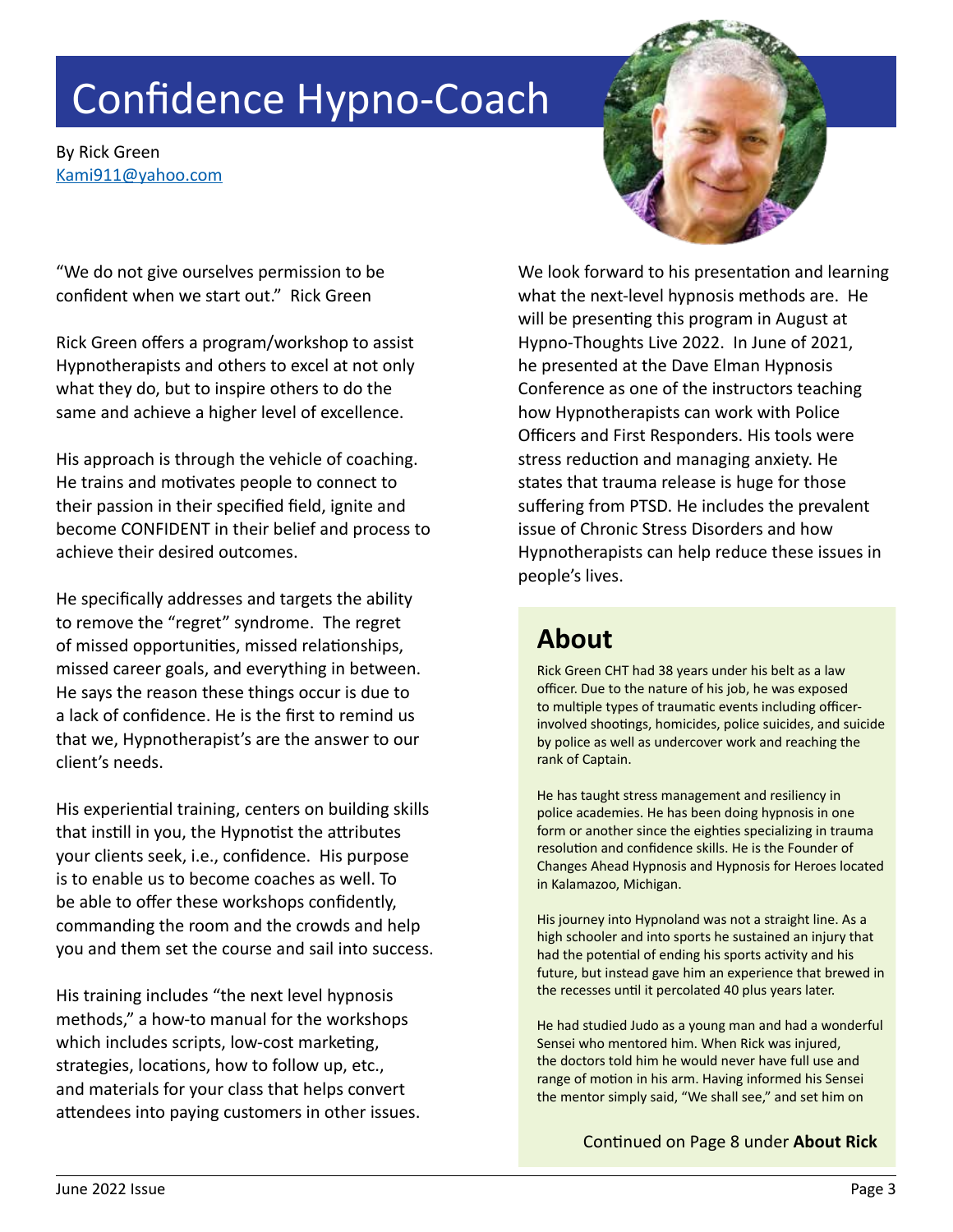# Confidence Hypno-Coach

By Rick Green
Kami911@yahoo.com

"We do not give ourselves permission to be confident when we start out." Rick Green

Rick Green offers a program/workshop to assist Hypnotherapists and others to excel at not only what they do, but to inspire others to do the same and achieve a higher level of excellence.

His approach is through the vehicle of coaching. He trains and motivates people to connect to their passion in their specified field, ignite and become CONFIDENT in their belief and process to achieve their desired outcomes.

He specifically addresses and targets the ability to remove the "regret" syndrome. The regret of missed opportunities, missed relationships, missed career goals, and everything in between. He says the reason these things occur is due to a lack of confidence. He is the first to remind us that we, Hypnotherapist's are the answer to our client's needs.

His experiential training, centers on building skills that instill in you, the Hypnotist the attributes your clients seek, i.e., confidence. His purpose is to enable us to become coaches as well. To be able to offer these workshops confidently, commanding the room and the crowds and help you and them set the course and sail into success.

His training includes "the next level hypnosis methods," a how-to manual for the workshops which includes scripts, low-cost marketing, strategies, locations, how to follow up, etc., and materials for your class that helps convert attendees into paying customers in other issues.

We look forward to his presentation and learning what the next-level hypnosis methods are. He will be presenting this program in August at Hypno-Thoughts Live 2022. In June of 2021, he presented at the Dave Elman Hypnosis Conference as one of the instructors teaching how Hypnotherapists can work with Police Officers and First Responders. His tools were stress reduction and managing anxiety. He states that trauma release is huge for those suffering from PTSD. He includes the prevalent issue of Chronic Stress Disorders and how Hypnotherapists can help reduce these issues in people's lives.

## About

Rick Green CHT had 38 years under his belt as a law officer. Due to the nature of his job, he was exposed to multiple types of traumatic events including officer-involved shootings, homicides, police suicides, and suicide by police as well as undercover work and reaching the rank of Captain.

He has taught stress management and resiliency in police academies. He has been doing hypnosis in one form or another since the eighties specializing in trauma resolution and confidence skills. He is the Founder of Changes Ahead Hypnosis and Hypnosis for Heroes located in Kalamazoo, Michigan.

His journey into Hypnoland was not a straight line. As a high schooler and into sports he sustained an injury that had the potential of ending his sports activity and his future, but instead gave him an experience that brewed in the recesses until it percolated 40 plus years later.

He had studied Judo as a young man and had a wonderful Sensei who mentored him. When Rick was injured, the doctors told him he would never have full use and range of motion in his arm. Having informed his Sensei the mentor simply said, "We shall see," and set him on

Continued on Page 8 under **About Rick**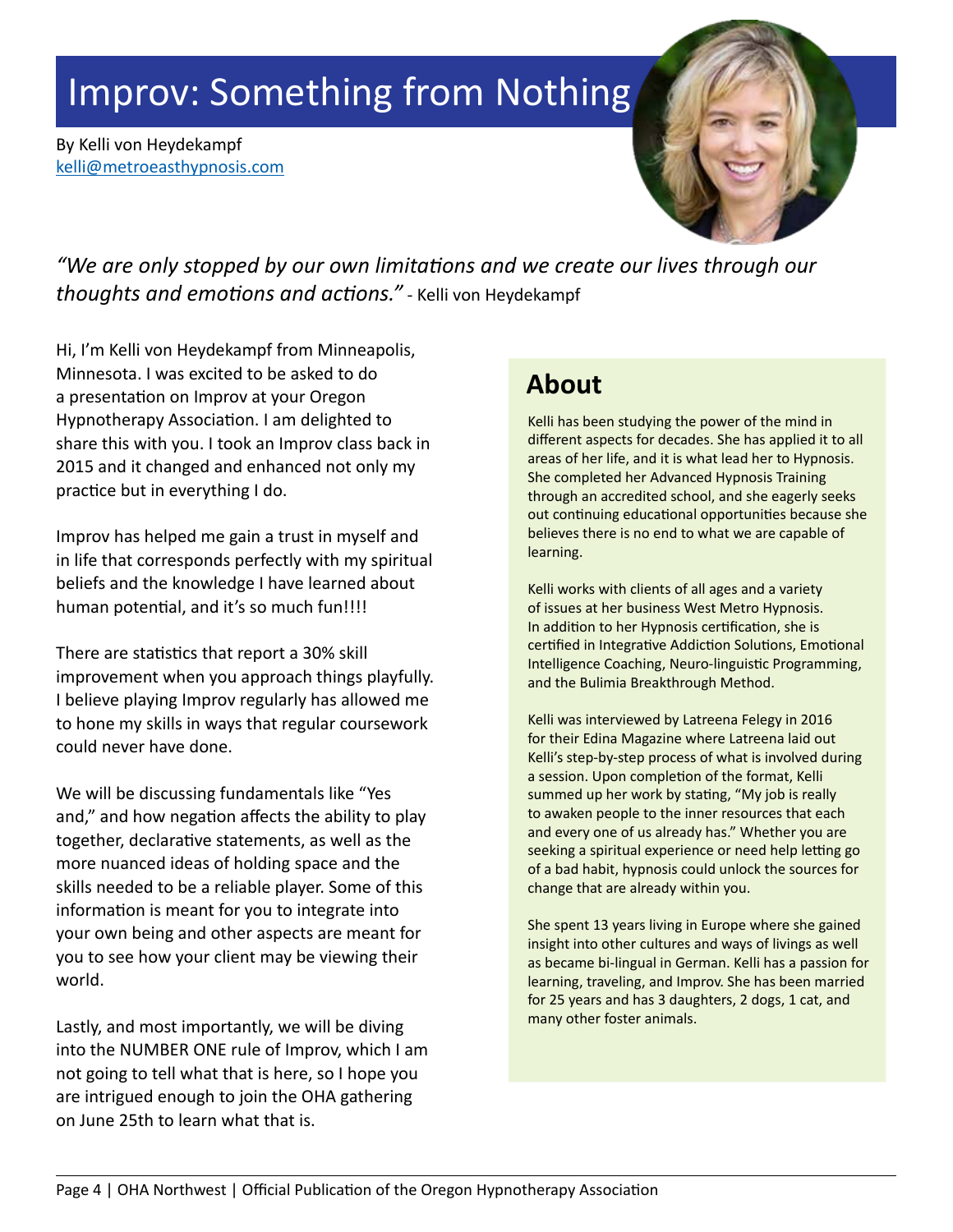# Improv: Something from Nothing

By Kelli von Heydekampf
kelli@metroeasthypnosis.com

*"We are only stopped by our own limitations and we create our lives through our thoughts and emotions and actions."* - Kelli von Heydekampf

Hi, I'm Kelli von Heydekampf from Minneapolis, Minnesota. I was excited to be asked to do a presentation on Improv at your Oregon Hypnotherapy Association. I am delighted to share this with you. I took an Improv class back in 2015 and it changed and enhanced not only my practice but in everything I do.

Improv has helped me gain a trust in myself and in life that corresponds perfectly with my spiritual beliefs and the knowledge I have learned about human potential, and it's so much fun!!!!

There are statistics that report a 30% skill improvement when you approach things playfully. I believe playing Improv regularly has allowed me to hone my skills in ways that regular coursework could never have done.

We will be discussing fundamentals like "Yes and," and how negation affects the ability to play together, declarative statements, as well as the more nuanced ideas of holding space and the skills needed to be a reliable player. Some of this information is meant for you to integrate into your own being and other aspects are meant for you to see how your client may be viewing their world.

Lastly, and most importantly, we will be diving into the NUMBER ONE rule of Improv, which I am not going to tell what that is here, so I hope you are intrigued enough to join the OHA gathering on June 25th to learn what that is.

## About

Kelli has been studying the power of the mind in different aspects for decades. She has applied it to all areas of her life, and it is what lead her to Hypnosis. She completed her Advanced Hypnosis Training through an accredited school, and she eagerly seeks out continuing educational opportunities because she believes there is no end to what we are capable of learning.

Kelli works with clients of all ages and a variety of issues at her business West Metro Hypnosis. In addition to her Hypnosis certification, she is certified in Integrative Addiction Solutions, Emotional Intelligence Coaching, Neuro-linguistic Programming, and the Bulimia Breakthrough Method.

Kelli was interviewed by Latreena Felegy in 2016 for their Edina Magazine where Latreena laid out Kelli's step-by-step process of what is involved during a session. Upon completion of the format, Kelli summed up her work by stating, "My job is really to awaken people to the inner resources that each and every one of us already has." Whether you are seeking a spiritual experience or need help letting go of a bad habit, hypnosis could unlock the sources for change that are already within you.

She spent 13 years living in Europe where she gained insight into other cultures and ways of livings as well as became bi-lingual in German. Kelli has a passion for learning, traveling, and Improv. She has been married for 25 years and has 3 daughters, 2 dogs, 1 cat, and many other foster animals.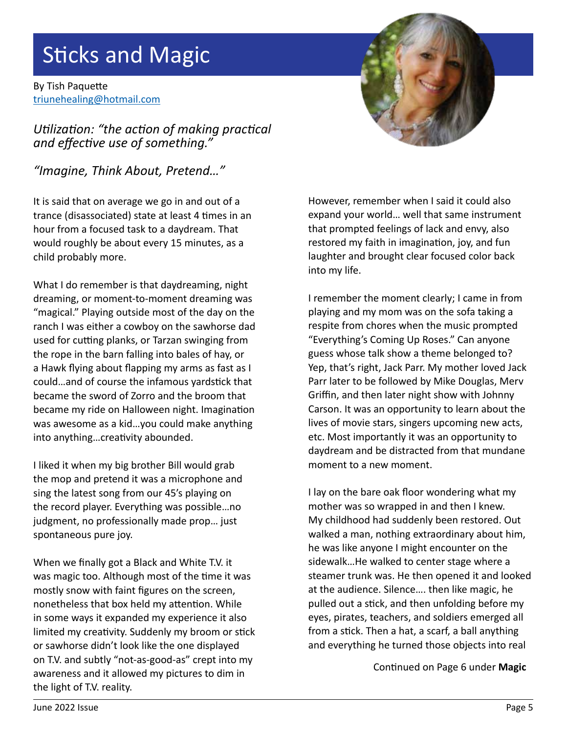# Sticks and Magic

By Tish Paquette
triunehealing@hotmail.com

*Utilization: "the action of making practical and effective use of something."*

*"Imagine, Think About, Pretend…"*

It is said that on average we go in and out of a trance (disassociated) state at least 4 times in an hour from a focused task to a daydream. That would roughly be about every 15 minutes, as a child probably more.

What I do remember is that daydreaming, night dreaming, or moment-to-moment dreaming was "magical." Playing outside most of the day on the ranch I was either a cowboy on the sawhorse dad used for cutting planks, or Tarzan swinging from the rope in the barn falling into bales of hay, or a Hawk flying about flapping my arms as fast as I could…and of course the infamous yardstick that became the sword of Zorro and the broom that became my ride on Halloween night. Imagination was awesome as a kid…you could make anything into anything…creativity abounded.

I liked it when my big brother Bill would grab the mop and pretend it was a microphone and sing the latest song from our 45's playing on the record player. Everything was possible…no judgment, no professionally made prop… just spontaneous pure joy.

When we finally got a Black and White T.V. it was magic too. Although most of the time it was mostly snow with faint figures on the screen, nonetheless that box held my attention. While in some ways it expanded my experience it also limited my creativity. Suddenly my broom or stick or sawhorse didn't look like the one displayed on T.V. and subtly "not-as-good-as" crept into my awareness and it allowed my pictures to dim in the light of T.V. reality.

However, remember when I said it could also expand your world… well that same instrument that prompted feelings of lack and envy, also restored my faith in imagination, joy, and fun laughter and brought clear focused color back into my life.

I remember the moment clearly; I came in from playing and my mom was on the sofa taking a respite from chores when the music prompted "Everything's Coming Up Roses." Can anyone guess whose talk show a theme belonged to? Yep, that's right, Jack Parr. My mother loved Jack Parr later to be followed by Mike Douglas, Merv Griffin, and then later night show with Johnny Carson. It was an opportunity to learn about the lives of movie stars, singers upcoming new acts, etc. Most importantly it was an opportunity to daydream and be distracted from that mundane moment to a new moment.

I lay on the bare oak floor wondering what my mother was so wrapped in and then I knew. My childhood had suddenly been restored. Out walked a man, nothing extraordinary about him, he was like anyone I might encounter on the sidewalk…He walked to center stage where a steamer trunk was. He then opened it and looked at the audience. Silence…. then like magic, he pulled out a stick, and then unfolding before my eyes, pirates, teachers, and soldiers emerged all from a stick. Then a hat, a scarf, a ball anything and everything he turned those objects into real

Continued on Page 6 under **Magic**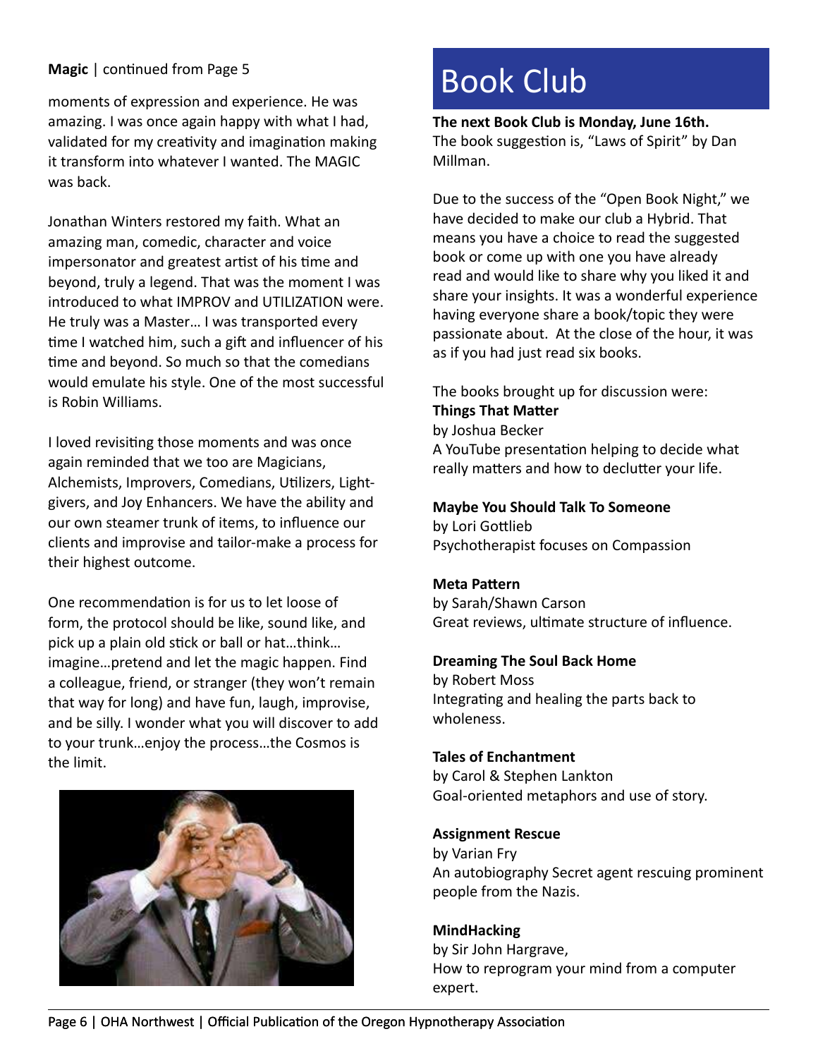**Magic** | continued from Page 5

moments of expression and experience. He was amazing. I was once again happy with what I had, validated for my creativity and imagination making it transform into whatever I wanted. The MAGIC was back.

Jonathan Winters restored my faith. What an amazing man, comedic, character and voice impersonator and greatest artist of his time and beyond, truly a legend. That was the moment I was introduced to what IMPROV and UTILIZATION were. He truly was a Master… I was transported every time I watched him, such a gift and influencer of his time and beyond. So much so that the comedians would emulate his style. One of the most successful is Robin Williams.

I loved revisiting those moments and was once again reminded that we too are Magicians, Alchemists, Improvers, Comedians, Utilizers, Light-givers, and Joy Enhancers. We have the ability and our own steamer trunk of items, to influence our clients and improvise and tailor-make a process for their highest outcome.

One recommendation is for us to let loose of form, the protocol should be like, sound like, and pick up a plain old stick or ball or hat…think…imagine…pretend and let the magic happen. Find a colleague, friend, or stranger (they won't remain that way for long) and have fun, laugh, improvise, and be silly. I wonder what you will discover to add to your trunk…enjoy the process…the Cosmos is the limit.

# Book Club

**The next Book Club is Monday, June 16th.** The book suggestion is, "Laws of Spirit" by Dan Millman.

Due to the success of the "Open Book Night," we have decided to make our club a Hybrid. That means you have a choice to read the suggested book or come up with one you have already read and would like to share why you liked it and share your insights. It was a wonderful experience having everyone share a book/topic they were passionate about. At the close of the hour, it was as if you had just read six books.

The books brought up for discussion were:

**Things That Matter**
by Joshua Becker
A YouTube presentation helping to decide what really matters and how to declutter your life.

**Maybe You Should Talk To Someone**
by Lori Gottlieb
Psychotherapist focuses on Compassion

**Meta Pattern**
by Sarah/Shawn Carson
Great reviews, ultimate structure of influence.

**Dreaming The Soul Back Home**
by Robert Moss
Integrating and healing the parts back to wholeness.

**Tales of Enchantment**
by Carol & Stephen Lankton
Goal-oriented metaphors and use of story.

**Assignment Rescue**
by Varian Fry
An autobiography Secret agent rescuing prominent people from the Nazis.

**MindHacking**
by Sir John Hargrave,
How to reprogram your mind from a computer expert.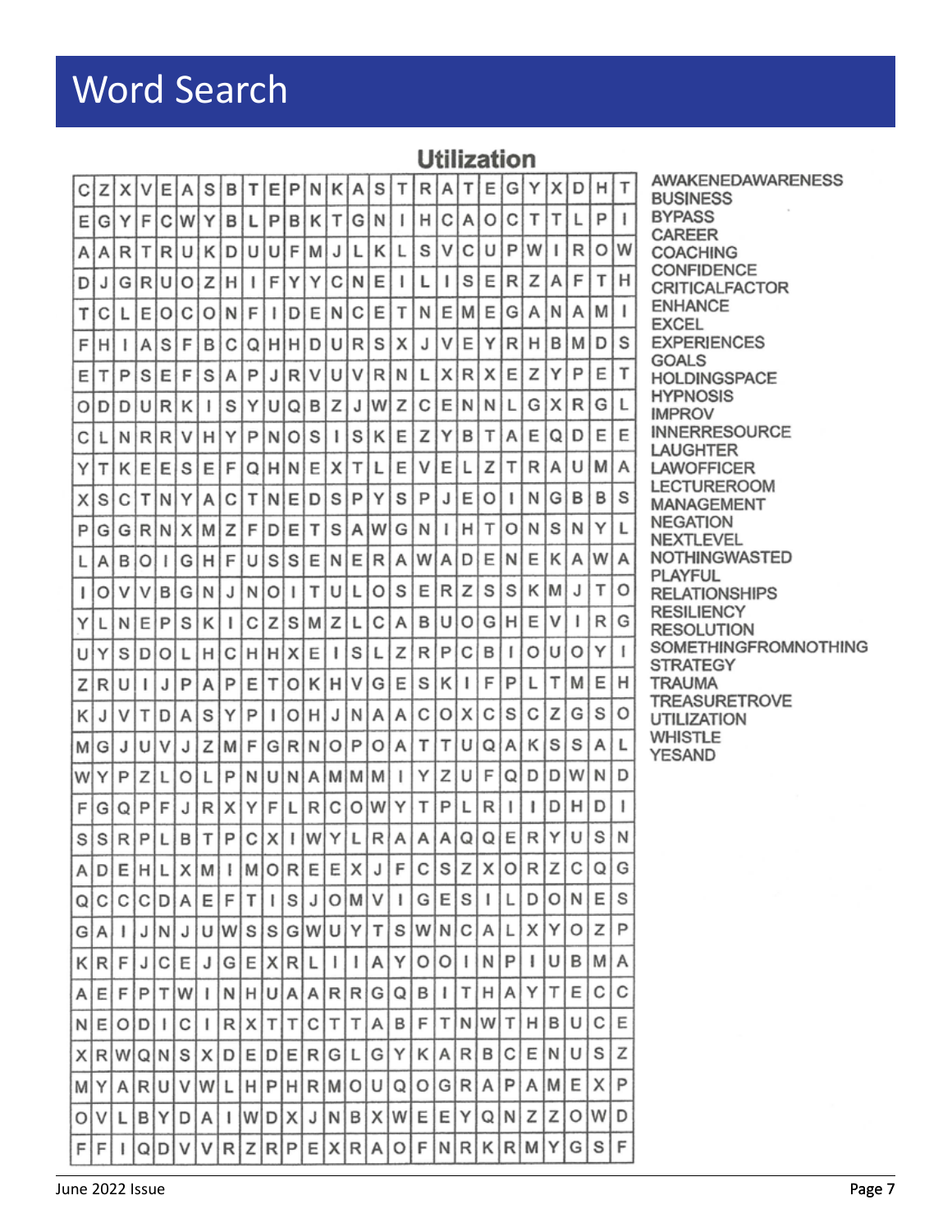# Word Search

## Utilization

```
C Z X V E A S B T E P N K A S T R A T E G Y X D H T
E G Y F C W Y B L P B K T G N I H C A O C T T L P I
A A R T R U K D U U F M J L K L S V C U P W I R O W
D J G R U O Z H I F Y Y C N E I L I S E R Z A F T H
T C L E O C O N F I D E N C E T N E M E G A N A M I
F H I A S F B C Q H H D U R S X J V E Y R H B M D S
E T P S E F S A P J R V U V R N L X R X E Z Y P E T
O D D U R K I S Y U Q B Z J W Z C E N N L G X R G L
C L N R R V H Y P N O S I S K E Z Y B T A E Q D E E
Y T K E E S E F Q H N E X T L E V E L Z T R A U M A
X S C T N Y A C T N E D S P Y S P J E O I N G B B S
P G G R N X M Z F D E T S A W G N I H T O N S N Y L
L A B O I G H F U S S E N E R A W A D E N E K A W A
I O V V B G N J N O I T U L O S E R Z S S K M J T O
Y L N E P S K I C Z S M Z L C A B U O G H E V I R G
U Y S D O L H C H H X E I S L Z R P C B I O U O Y I
Z R U I J P A P E T O K H V G E S K I F P L T M E H
K J V T D A S Y P I O H J N A A C O X C S C Z G S O
M G J U V J Z M F G R N O P O A T T U Q A K S S A L
W Y P Z L O L P N U N A M M M I Y Z U F Q D D W N D
F G Q P F J R X Y F L R C O W Y T P L R I I D H D I
S S R P L B T P C X I W Y L R A A A Q Q E R Y U S N
A D E H L X M I M O R E E X J F C S Z X O R Z C Q G
Q C C C D A E F T I S J O M V I G E S I L D O N E S
G A I J N J U W S S G W U Y T S W N C A L X Y O Z P
K R F J C E J G E X R L I I A Y O O I N P I U B M A
A E F P T W I N H U A A R R G Q B I T H A Y T E C C
N E O D I C I R X T T C T T A B F T N W T H B U C E
X R W Q N S X D E D E R G L G Y K A R B C E N U S Z
M Y A R U V W L H P H R M O U Q O G R A P A M E X P
O V L B Y D A I W D X J N B X W E E Y Q N Z Z O W D
F F I Q D V V R Z R P E X R A O F N R K R M Y G S F
```

AWAKENEDAWARENESS
BUSINESS
BYPASS
CAREER
COACHING
CONFIDENCE
CRITICALFACTOR
ENHANCE
EXCEL
EXPERIENCES
GOALS
HOLDINGSPACE
HYPNOSIS
IMPROV
INNERRESOURCE
LAUGHTER
LAWOFFICER
LECTUREROOM
MANAGEMENT
NEGATION
NEXTLEVEL
NOTHINGWASTED
PLAYFUL
RELATIONSHIPS
RESILIENCY
RESOLUTION
SOMETHINGFROMNOTHING
STRATEGY
TRAUMA
TREASURETROVE
UTILIZATION
WHISTLE
YESAND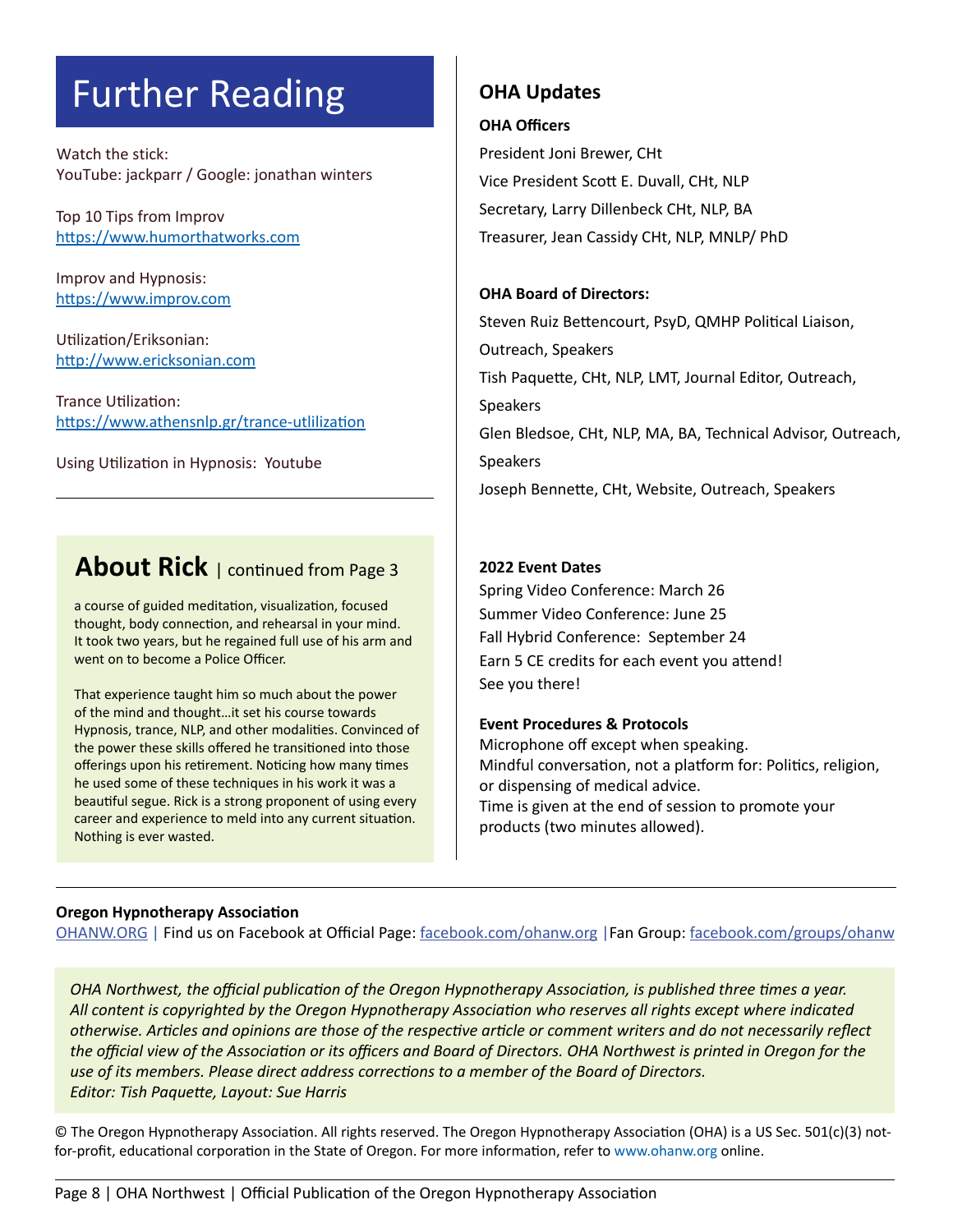# Further Reading

Watch the stick:
YouTube: jackparr / Google: jonathan winters

Top 10 Tips from Improv
https://www.humorthatworks.com

Improv and Hypnosis:
https://www.improv.com

Utilization/Eriksonian:
http://www.ericksonian.com

Trance Utilization:
https://www.athensnlp.gr/trance-utlilization

Using Utilization in Hypnosis:  Youtube

---

## About Rick | continued from Page 3

a course of guided meditation, visualization, focused thought, body connection, and rehearsal in your mind. It took two years, but he regained full use of his arm and went on to become a Police Officer.

That experience taught him so much about the power of the mind and thought…it set his course towards Hypnosis, trance, NLP, and other modalities. Convinced of the power these skills offered he transitioned into those offerings upon his retirement. Noticing how many times he used some of these techniques in his work it was a beautiful segue. Rick is a strong proponent of using every career and experience to meld into any current situation. Nothing is ever wasted.

## OHA Updates

**OHA Officers**

President Joni Brewer, CHt

Vice President Scott E. Duvall, CHt, NLP

Secretary, Larry Dillenbeck CHt, NLP, BA

Treasurer, Jean Cassidy CHt, NLP, MNLP/ PhD

**OHA Board of Directors:**

Steven Ruiz Bettencourt, PsyD, QMHP Political Liaison, Outreach, Speakers

Tish Paquette, CHt, NLP, LMT, Journal Editor, Outreach, Speakers

Glen Bledsoe, CHt, NLP, MA, BA, Technical Advisor, Outreach, Speakers

Joseph Bennette, CHt, Website, Outreach, Speakers

**2022 Event Dates**

Spring Video Conference: March 26
Summer Video Conference: June 25
Fall Hybrid Conference:  September 24
Earn 5 CE credits for each event you attend!
See you there!

**Event Procedures & Protocols**

Microphone off except when speaking.
Mindful conversation, not a platform for: Politics, religion, or dispensing of medical advice.
Time is given at the end of session to promote your products (two minutes allowed).

---

**Oregon Hypnotherapy Association**

OHANW.ORG | Find us on Facebook at Official Page: facebook.com/ohanw.org |Fan Group: facebook.com/groups/ohanw

*OHA Northwest, the official publication of the Oregon Hypnotherapy Association, is published three times a year. All content is copyrighted by the Oregon Hypnotherapy Association who reserves all rights except where indicated otherwise. Articles and opinions are those of the respective article or comment writers and do not necessarily reflect the official view of the Association or its officers and Board of Directors. OHA Northwest is printed in Oregon for the use of its members. Please direct address corrections to a member of the Board of Directors.*
*Editor: Tish Paquette, Layout: Sue Harris*

© The Oregon Hypnotherapy Association. All rights reserved. The Oregon Hypnotherapy Association (OHA) is a US Sec. 501(c)(3) not-for-profit, educational corporation in the State of Oregon. For more information, refer to www.ohanw.org online.